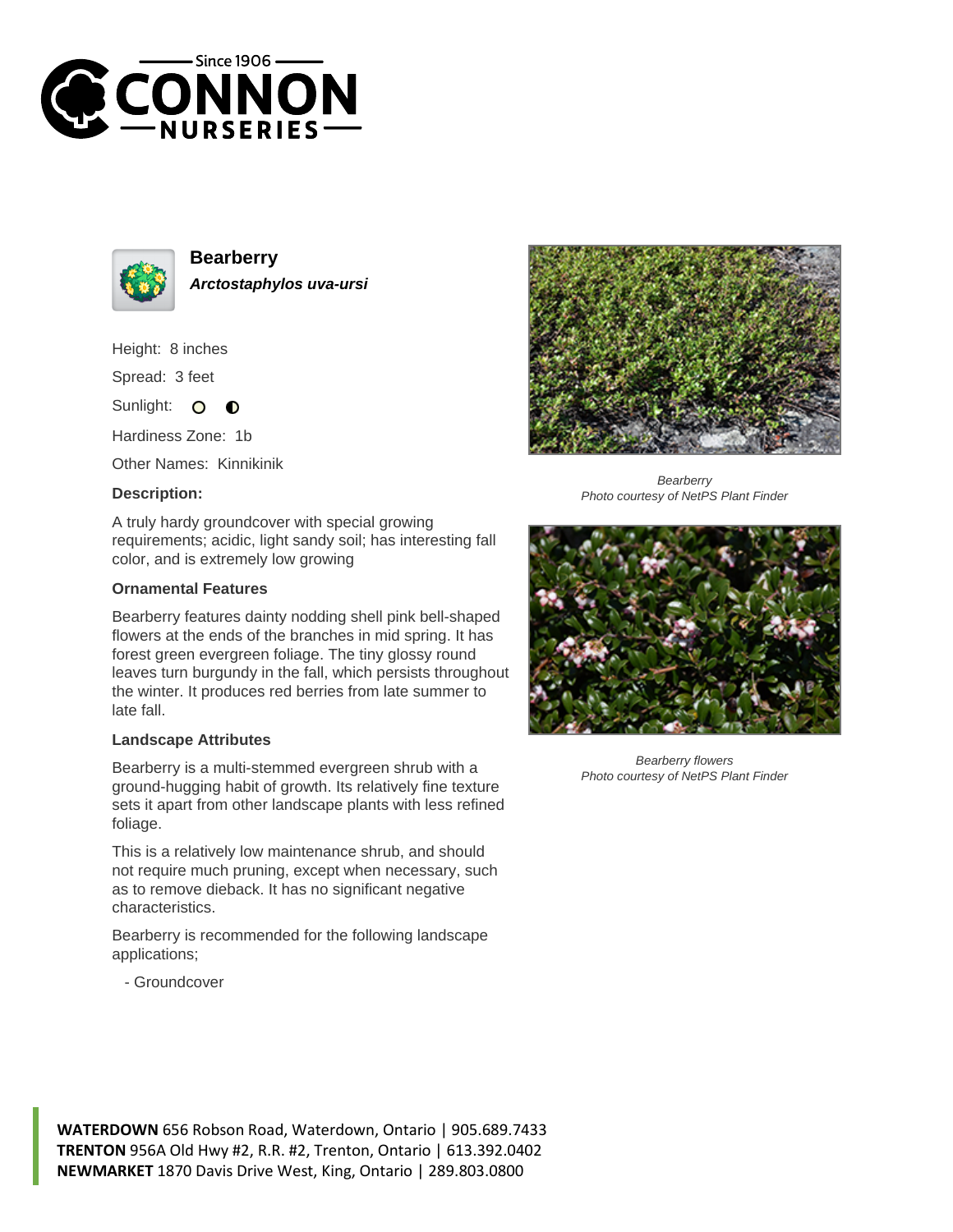# Bearberry

***Arctostaphylos uva-ursi***

Height: 8 inches

Spread: 3 feet

Sunlight: ○ ◐

Hardiness Zone: 1b

Other Names: Kinnikinik

### Description:

A truly hardy groundcover with special growing requirements; acidic, light sandy soil; has interesting fall color, and is extremely low growing

### Ornamental Features

Bearberry features dainty nodding shell pink bell-shaped flowers at the ends of the branches in mid spring. It has forest green evergreen foliage. The tiny glossy round leaves turn burgundy in the fall, which persists throughout the winter. It produces red berries from late summer to late fall.

### Landscape Attributes

Bearberry is a multi-stemmed evergreen shrub with a ground-hugging habit of growth. Its relatively fine texture sets it apart from other landscape plants with less refined foliage.

This is a relatively low maintenance shrub, and should not require much pruning, except when necessary, such as to remove dieback. It has no significant negative characteristics.

Bearberry is recommended for the following landscape applications;

- Groundcover

*Bearberry*
*Photo courtesy of NetPS Plant Finder*

*Bearberry flowers*
*Photo courtesy of NetPS Plant Finder*

**WATERDOWN** 656 Robson Road, Waterdown, Ontario | 905.689.7433
**TRENTON** 956A Old Hwy #2, R.R. #2, Trenton, Ontario | 613.392.0402
**NEWMARKET** 1870 Davis Drive West, King, Ontario | 289.803.0800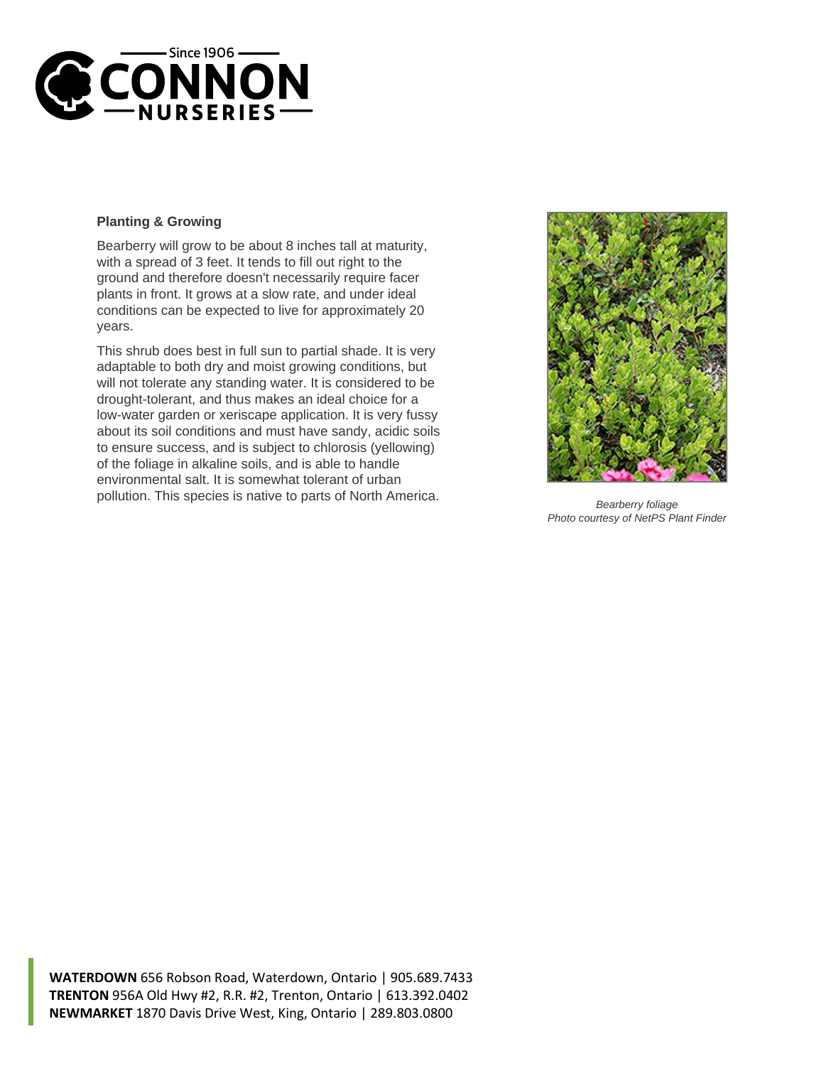### Planting & Growing

Bearberry will grow to be about 8 inches tall at maturity, with a spread of 3 feet. It tends to fill out right to the ground and therefore doesn't necessarily require facer plants in front. It grows at a slow rate, and under ideal conditions can be expected to live for approximately 20 years.

This shrub does best in full sun to partial shade. It is very adaptable to both dry and moist growing conditions, but will not tolerate any standing water. It is considered to be drought-tolerant, and thus makes an ideal choice for a low-water garden or xeriscape application. It is very fussy about its soil conditions and must have sandy, acidic soils to ensure success, and is subject to chlorosis (yellowing) of the foliage in alkaline soils, and is able to handle environmental salt. It is somewhat tolerant of urban pollution. This species is native to parts of North America.

*Bearberry foliage*
*Photo courtesy of NetPS Plant Finder*